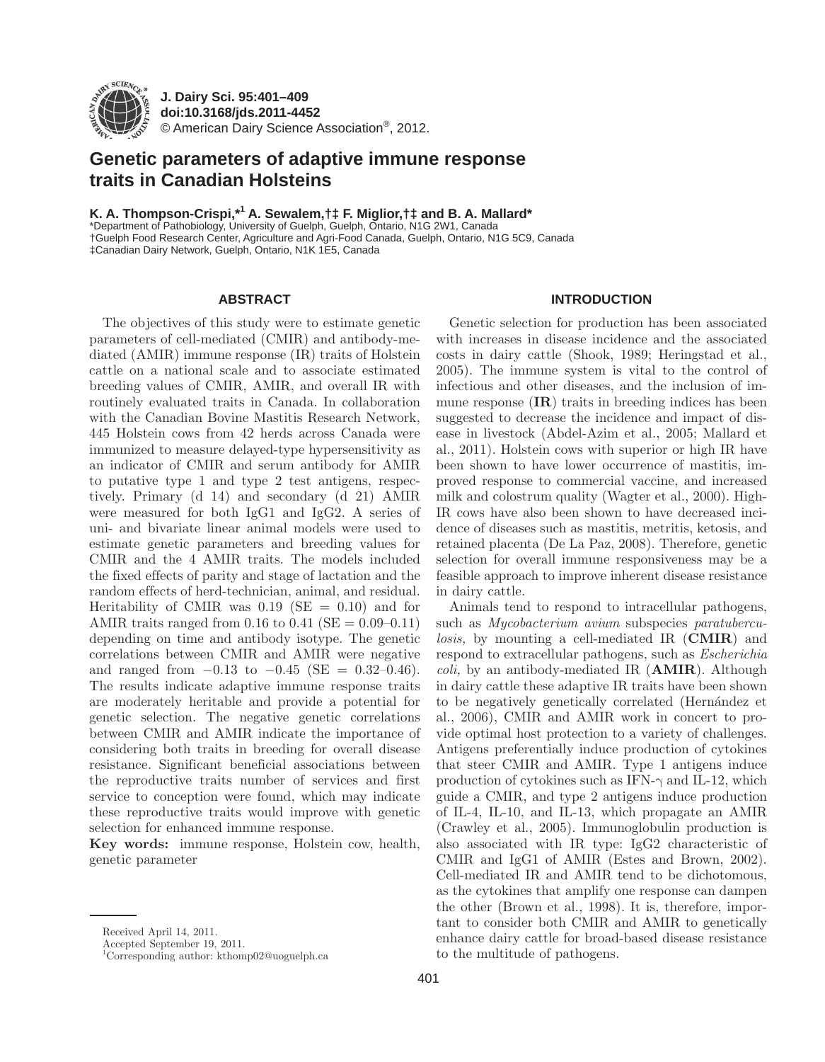# Genetic parameters of adaptive immune response traits in Canadian Holsteins

**K. A. Thompson-Crispi,*[1] A. Sewalem,†‡ F. Miglior,†‡ and B. A. Mallard***

*Department of Pathobiology, University of Guelph, Guelph, Ontario, N1G 2W1, Canada
†Guelph Food Research Center, Agriculture and Agri-Food Canada, Guelph, Ontario, N1G 5C9, Canada
‡Canadian Dairy Network, Guelph, Ontario, N1K 1E5, Canada

## ABSTRACT

The objectives of this study were to estimate genetic parameters of cell-mediated (CMIR) and antibody-mediated (AMIR) immune response (IR) traits of Holstein cattle on a national scale and to associate estimated breeding values of CMIR, AMIR, and overall IR with routinely evaluated traits in Canada. In collaboration with the Canadian Bovine Mastitis Research Network, 445 Holstein cows from 42 herds across Canada were immunized to measure delayed-type hypersensitivity as an indicator of CMIR and serum antibody for AMIR to putative type 1 and type 2 test antigens, respectively. Primary (d 14) and secondary (d 21) AMIR were measured for both IgG1 and IgG2. A series of uni- and bivariate linear animal models were used to estimate genetic parameters and breeding values for CMIR and the 4 AMIR traits. The models included the fixed effects of parity and stage of lactation and the random effects of herd-technician, animal, and residual. Heritability of CMIR was 0.19 (SE = 0.10) and for AMIR traits ranged from 0.16 to 0.41 (SE = 0.09–0.11) depending on time and antibody isotype. The genetic correlations between CMIR and AMIR were negative and ranged from −0.13 to −0.45 (SE = 0.32–0.46). The results indicate adaptive immune response traits are moderately heritable and provide a potential for genetic selection. The negative genetic correlations between CMIR and AMIR indicate the importance of considering both traits in breeding for overall disease resistance. Significant beneficial associations between the reproductive traits number of services and first service to conception were found, which may indicate these reproductive traits would improve with genetic selection for enhanced immune response.

**Key words:** immune response, Holstein cow, health, genetic parameter

## INTRODUCTION

Genetic selection for production has been associated with increases in disease incidence and the associated costs in dairy cattle (Shook, 1989; Heringstad et al., 2005). The immune system is vital to the control of infectious and other diseases, and the inclusion of immune response (**IR**) traits in breeding indices has been suggested to decrease the incidence and impact of disease in livestock (Abdel-Azim et al., 2005; Mallard et al., 2011). Holstein cows with superior or high IR have been shown to have lower occurrence of mastitis, improved response to commercial vaccine, and increased milk and colostrum quality (Wagter et al., 2000). High-IR cows have also been shown to have decreased incidence of diseases such as mastitis, metritis, ketosis, and retained placenta (De La Paz, 2008). Therefore, genetic selection for overall immune responsiveness may be a feasible approach to improve inherent disease resistance in dairy cattle.

Animals tend to respond to intracellular pathogens, such as *Mycobacterium avium* subspecies *paratuberculosis,* by mounting a cell-mediated IR (**CMIR**) and respond to extracellular pathogens, such as *Escherichia coli,* by an antibody-mediated IR (**AMIR**). Although in dairy cattle these adaptive IR traits have been shown to be negatively genetically correlated (Hernández et al., 2006), CMIR and AMIR work in concert to provide optimal host protection to a variety of challenges. Antigens preferentially induce production of cytokines that steer CMIR and AMIR. Type 1 antigens induce production of cytokines such as IFN-$\gamma$ and IL-12, which guide a CMIR, and type 2 antigens induce production of IL-4, IL-10, and IL-13, which propagate an AMIR (Crawley et al., 2005). Immunoglobulin production is also associated with IR type: IgG2 characteristic of CMIR and IgG1 of AMIR (Estes and Brown, 2002). Cell-mediated IR and AMIR tend to be dichotomous, as the cytokines that amplify one response can dampen the other (Brown et al., 1998). It is, therefore, important to consider both CMIR and AMIR to genetically enhance dairy cattle for broad-based disease resistance to the multitude of pathogens.

Received April 14, 2011.
Accepted September 19, 2011.
[1]Corresponding author: kthomp02@uoguelph.ca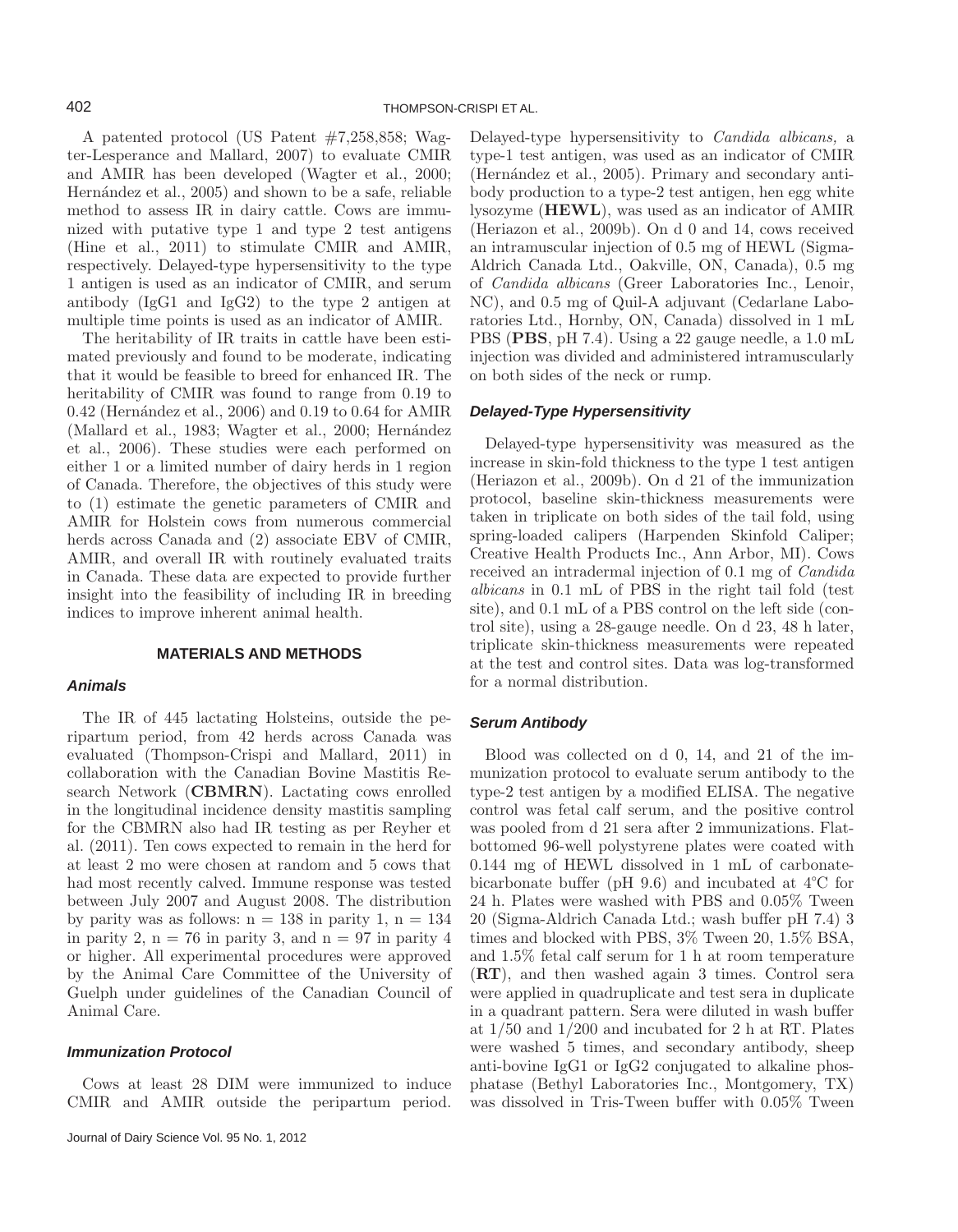A patented protocol (US Patent #7,258,858; Wagter-Lesperance and Mallard, 2007) to evaluate CMIR and AMIR has been developed (Wagter et al., 2000; Hernández et al., 2005) and shown to be a safe, reliable method to assess IR in dairy cattle. Cows are immunized with putative type 1 and type 2 test antigens (Hine et al., 2011) to stimulate CMIR and AMIR, respectively. Delayed-type hypersensitivity to the type 1 antigen is used as an indicator of CMIR, and serum antibody (IgG1 and IgG2) to the type 2 antigen at multiple time points is used as an indicator of AMIR.

The heritability of IR traits in cattle have been estimated previously and found to be moderate, indicating that it would be feasible to breed for enhanced IR. The heritability of CMIR was found to range from 0.19 to 0.42 (Hernández et al., 2006) and 0.19 to 0.64 for AMIR (Mallard et al., 1983; Wagter et al., 2000; Hernández et al., 2006). These studies were each performed on either 1 or a limited number of dairy herds in 1 region of Canada. Therefore, the objectives of this study were to (1) estimate the genetic parameters of CMIR and AMIR for Holstein cows from numerous commercial herds across Canada and (2) associate EBV of CMIR, AMIR, and overall IR with routinely evaluated traits in Canada. These data are expected to provide further insight into the feasibility of including IR in breeding indices to improve inherent animal health.

## MATERIALS AND METHODS

### *Animals*

The IR of 445 lactating Holsteins, outside the peripartum period, from 42 herds across Canada was evaluated (Thompson-Crispi and Mallard, 2011) in collaboration with the Canadian Bovine Mastitis Research Network (**CBMRN**). Lactating cows enrolled in the longitudinal incidence density mastitis sampling for the CBMRN also had IR testing as per Reyher et al. (2011). Ten cows expected to remain in the herd for at least 2 mo were chosen at random and 5 cows that had most recently calved. Immune response was tested between July 2007 and August 2008. The distribution by parity was as follows: n = 138 in parity 1, n = 134 in parity 2, n = 76 in parity 3, and n = 97 in parity 4 or higher. All experimental procedures were approved by the Animal Care Committee of the University of Guelph under guidelines of the Canadian Council of Animal Care.

### *Immunization Protocol*

Cows at least 28 DIM were immunized to induce CMIR and AMIR outside the peripartum period. Delayed-type hypersensitivity to *Candida albicans,* a type-1 test antigen, was used as an indicator of CMIR (Hernández et al., 2005). Primary and secondary antibody production to a type-2 test antigen, hen egg white lysozyme (**HEWL**), was used as an indicator of AMIR (Heriazon et al., 2009b). On d 0 and 14, cows received an intramuscular injection of 0.5 mg of HEWL (Sigma-Aldrich Canada Ltd., Oakville, ON, Canada), 0.5 mg of *Candida albicans* (Greer Laboratories Inc., Lenoir, NC), and 0.5 mg of Quil-A adjuvant (Cedarlane Laboratories Ltd., Hornby, ON, Canada) dissolved in 1 mL PBS (**PBS**, pH 7.4). Using a 22 gauge needle, a 1.0 mL injection was divided and administered intramuscularly on both sides of the neck or rump.

### *Delayed-Type Hypersensitivity*

Delayed-type hypersensitivity was measured as the increase in skin-fold thickness to the type 1 test antigen (Heriazon et al., 2009b). On d 21 of the immunization protocol, baseline skin-thickness measurements were taken in triplicate on both sides of the tail fold, using spring-loaded calipers (Harpenden Skinfold Caliper; Creative Health Products Inc., Ann Arbor, MI). Cows received an intradermal injection of 0.1 mg of *Candida albicans* in 0.1 mL of PBS in the right tail fold (test site), and 0.1 mL of a PBS control on the left side (control site), using a 28-gauge needle. On d 23, 48 h later, triplicate skin-thickness measurements were repeated at the test and control sites. Data was log-transformed for a normal distribution.

### *Serum Antibody*

Blood was collected on d 0, 14, and 21 of the immunization protocol to evaluate serum antibody to the type-2 test antigen by a modified ELISA. The negative control was fetal calf serum, and the positive control was pooled from d 21 sera after 2 immunizations. Flat-bottomed 96-well polystyrene plates were coated with 0.144 mg of HEWL dissolved in 1 mL of carbonate-bicarbonate buffer (pH 9.6) and incubated at 4°C for 24 h. Plates were washed with PBS and 0.05% Tween 20 (Sigma-Aldrich Canada Ltd.; wash buffer pH 7.4) 3 times and blocked with PBS, 3% Tween 20, 1.5% BSA, and 1.5% fetal calf serum for 1 h at room temperature (**RT**), and then washed again 3 times. Control sera were applied in quadruplicate and test sera in duplicate in a quadrant pattern. Sera were diluted in wash buffer at 1/50 and 1/200 and incubated for 2 h at RT. Plates were washed 5 times, and secondary antibody, sheep anti-bovine IgG1 or IgG2 conjugated to alkaline phosphatase (Bethyl Laboratories Inc., Montgomery, TX) was dissolved in Tris-Tween buffer with 0.05% Tween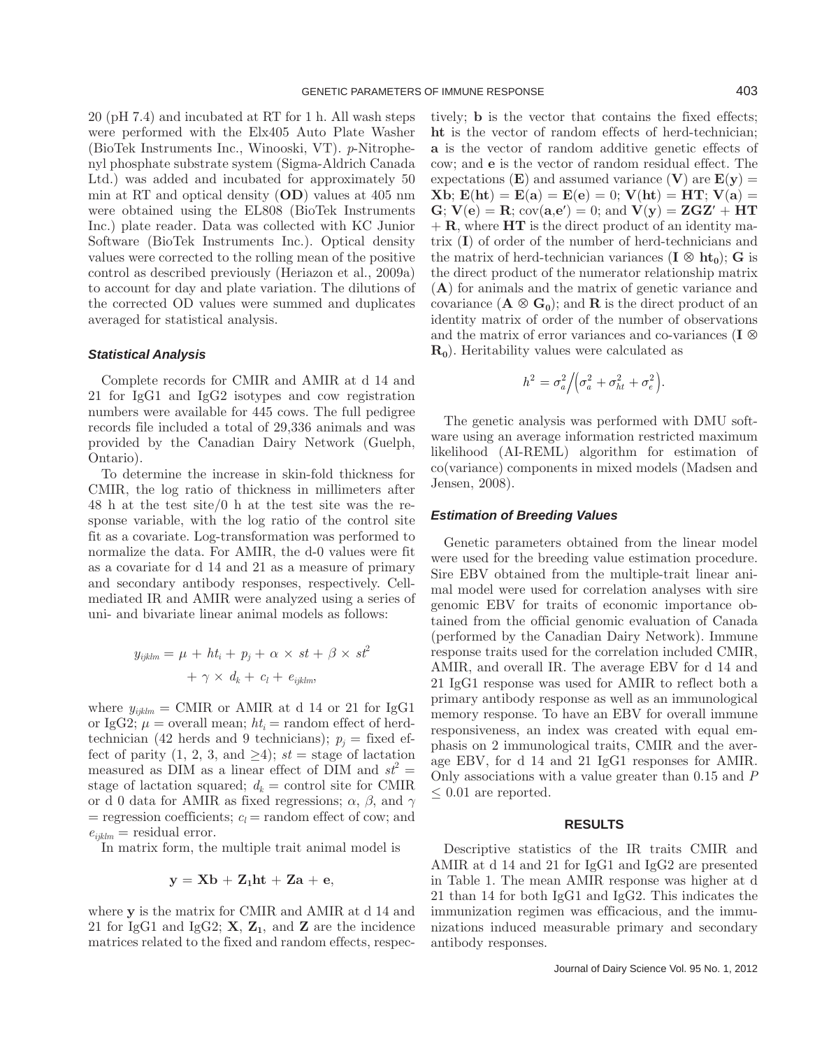20 (pH 7.4) and incubated at RT for 1 h. All wash steps were performed with the Elx405 Auto Plate Washer (BioTek Instruments Inc., Winooski, VT). *p*-Nitrophenyl phosphate substrate system (Sigma-Aldrich Canada Ltd.) was added and incubated for approximately 50 min at RT and optical density (**OD**) values at 405 nm were obtained using the EL808 (BioTek Instruments Inc.) plate reader. Data was collected with KC Junior Software (BioTek Instruments Inc.). Optical density values were corrected to the rolling mean of the positive control as described previously (Heriazon et al., 2009a) to account for day and plate variation. The dilutions of the corrected OD values were summed and duplicates averaged for statistical analysis.

### Statistical Analysis

Complete records for CMIR and AMIR at d 14 and 21 for IgG1 and IgG2 isotypes and cow registration numbers were available for 445 cows. The full pedigree records file included a total of 29,336 animals and was provided by the Canadian Dairy Network (Guelph, Ontario).

To determine the increase in skin-fold thickness for CMIR, the log ratio of thickness in millimeters after 48 h at the test site/0 h at the test site was the response variable, with the log ratio of the control site fit as a covariate. Log-transformation was performed to normalize the data. For AMIR, the d-0 values were fit as a covariate for d 14 and 21 as a measure of primary and secondary antibody responses, respectively. Cell-mediated IR and AMIR were analyzed using a series of uni- and bivariate linear animal models as follows:

$$y_{ijklm} = \mu + ht_i + p_j + \alpha \times st + \beta \times st^2 + \gamma \times d_k + c_l + e_{ijklm},$$

where $y_{ijklm}$ = CMIR or AMIR at d 14 or 21 for IgG1 or IgG2; $\mu$ = overall mean; $ht_i$ = random effect of herd-technician (42 herds and 9 technicians); $p_j$ = fixed effect of parity (1, 2, 3, and ≥4); $st$ = stage of lactation measured as DIM as a linear effect of DIM and $st^2$ = stage of lactation squared; $d_k$ = control site for CMIR or d 0 data for AMIR as fixed regressions; $\alpha$, $\beta$, and $\gamma$ = regression coefficients; $c_l$ = random effect of cow; and $e_{ijklm}$ = residual error.

In matrix form, the multiple trait animal model is

$$\mathbf{y} = \mathbf{Xb} + \mathbf{Z_1ht} + \mathbf{Za} + \mathbf{e},$$

where **y** is the matrix for CMIR and AMIR at d 14 and 21 for IgG1 and IgG2; **X**, $\mathbf{Z_1}$, and **Z** are the incidence matrices related to the fixed and random effects, respectively; **b** is the vector that contains the fixed effects; **ht** is the vector of random effects of herd-technician; **a** is the vector of random additive genetic effects of cow; and **e** is the vector of random residual effect. The expectations (**E**) and assumed variance (**V**) are $\mathbf{E}(\mathbf{y}) = \mathbf{Xb}$; $\mathbf{E}(\mathbf{ht}) = \mathbf{E}(\mathbf{a}) = \mathbf{E}(\mathbf{e}) = 0$; $\mathbf{V}(\mathbf{ht}) = \mathbf{HT}$; $\mathbf{V}(\mathbf{a}) = \mathbf{G}$; $\mathbf{V}(\mathbf{e}) = \mathbf{R}$; $\text{cov}(\mathbf{a},\mathbf{e}') = 0$; and $\mathbf{V}(\mathbf{y}) = \mathbf{ZGZ}' + \mathbf{HT} + \mathbf{R}$, where **HT** is the direct product of an identity matrix (**I**) of order of the number of herd-technicians and the matrix of herd-technician variances ($\mathbf{I} \otimes \mathbf{ht_0}$); **G** is the direct product of the numerator relationship matrix (**A**) for animals and the matrix of genetic variance and covariance ($\mathbf{A} \otimes \mathbf{G_0}$); and **R** is the direct product of an identity matrix of order of the number of observations and the matrix of error variances and co-variances ($\mathbf{I} \otimes \mathbf{R_0}$). Heritability values were calculated as

$$h^2 = \sigma_a^2 \Big/ \left(\sigma_a^2 + \sigma_{ht}^2 + \sigma_e^2\right).$$

The genetic analysis was performed with DMU software using an average information restricted maximum likelihood (AI-REML) algorithm for estimation of co(variance) components in mixed models (Madsen and Jensen, 2008).

### Estimation of Breeding Values

Genetic parameters obtained from the linear model were used for the breeding value estimation procedure. Sire EBV obtained from the multiple-trait linear animal model were used for correlation analyses with sire genomic EBV for traits of economic importance obtained from the official genomic evaluation of Canada (performed by the Canadian Dairy Network). Immune response traits used for the correlation included CMIR, AMIR, and overall IR. The average EBV for d 14 and 21 IgG1 response was used for AMIR to reflect both a primary antibody response as well as an immunological memory response. To have an EBV for overall immune responsiveness, an index was created with equal emphasis on 2 immunological traits, CMIR and the average EBV, for d 14 and 21 IgG1 responses for AMIR. Only associations with a value greater than 0.15 and $P \leq 0.01$ are reported.

## RESULTS

Descriptive statistics of the IR traits CMIR and AMIR at d 14 and 21 for IgG1 and IgG2 are presented in Table 1. The mean AMIR response was higher at d 21 than 14 for both IgG1 and IgG2. This indicates the immunization regimen was efficacious, and the immunizations induced measurable primary and secondary antibody responses.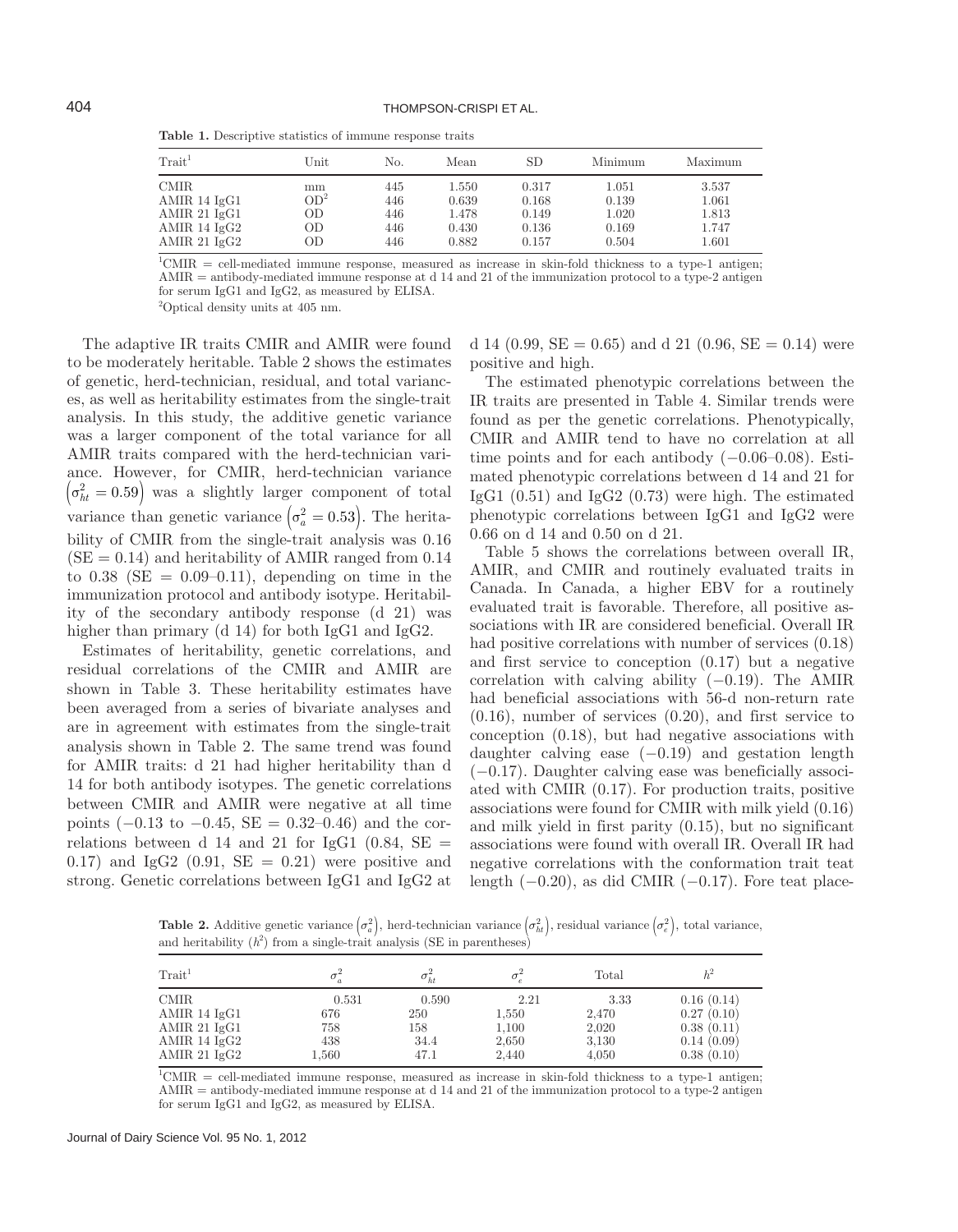**Table 1.** Descriptive statistics of immune response traits

| Trait[1] | Unit | No. | Mean | SD | Minimum | Maximum |
|---|---|---|---|---|---|---|
| CMIR | mm | 445 | 1.550 | 0.317 | 1.051 | 3.537 |
| AMIR 14 IgG1 | OD[2] | 446 | 0.639 | 0.168 | 0.139 | 1.061 |
| AMIR 21 IgG1 | OD | 446 | 1.478 | 0.149 | 1.020 | 1.813 |
| AMIR 14 IgG2 | OD | 446 | 0.430 | 0.136 | 0.169 | 1.747 |
| AMIR 21 IgG2 | OD | 446 | 0.882 | 0.157 | 0.504 | 1.601 |

[1]CMIR = cell-mediated immune response, measured as increase in skin-fold thickness to a type-1 antigen; AMIR = antibody-mediated immune response at d 14 and 21 of the immunization protocol to a type-2 antigen for serum IgG1 and IgG2, as measured by ELISA.

[2]Optical density units at 405 nm.

The adaptive IR traits CMIR and AMIR were found to be moderately heritable. Table 2 shows the estimates of genetic, herd-technician, residual, and total variances, as well as heritability estimates from the single-trait analysis. In this study, the additive genetic variance was a larger component of the total variance for all AMIR traits compared with the herd-technician variance. However, for CMIR, herd-technician variance $\left(\sigma_{ht}^2 = 0.59\right)$ was a slightly larger component of total variance than genetic variance $\left(\sigma_a^2 = 0.53\right)$. The heritability of CMIR from the single-trait analysis was 0.16 (SE = 0.14) and heritability of AMIR ranged from 0.14 to 0.38 (SE = 0.09–0.11), depending on time in the immunization protocol and antibody isotype. Heritability of the secondary antibody response (d 21) was higher than primary (d 14) for both IgG1 and IgG2.

Estimates of heritability, genetic correlations, and residual correlations of the CMIR and AMIR are shown in Table 3. These heritability estimates have been averaged from a series of bivariate analyses and are in agreement with estimates from the single-trait analysis shown in Table 2. The same trend was found for AMIR traits: d 21 had higher heritability than d 14 for both antibody isotypes. The genetic correlations between CMIR and AMIR were negative at all time points (−0.13 to −0.45, SE = 0.32–0.46) and the correlations between d 14 and 21 for IgG1 (0.84, SE = 0.17) and IgG2 (0.91, SE = 0.21) were positive and strong. Genetic correlations between IgG1 and IgG2 at d 14 (0.99, SE = 0.65) and d 21 (0.96, SE = 0.14) were positive and high.

The estimated phenotypic correlations between the IR traits are presented in Table 4. Similar trends were found as per the genetic correlations. Phenotypically, CMIR and AMIR tend to have no correlation at all time points and for each antibody (−0.06–0.08). Estimated phenotypic correlations between d 14 and 21 for IgG1 (0.51) and IgG2 (0.73) were high. The estimated phenotypic correlations between IgG1 and IgG2 were 0.66 on d 14 and 0.50 on d 21.

Table 5 shows the correlations between overall IR, AMIR, and CMIR and routinely evaluated traits in Canada. In Canada, a higher EBV for a routinely evaluated trait is favorable. Therefore, all positive associations with IR are considered beneficial. Overall IR had positive correlations with number of services (0.18) and first service to conception (0.17) but a negative correlation with calving ability (−0.19). The AMIR had beneficial associations with 56-d non-return rate (0.16), number of services (0.20), and first service to conception (0.18), but had negative associations with daughter calving ease (−0.19) and gestation length (−0.17). Daughter calving ease was beneficially associated with CMIR (0.17). For production traits, positive associations were found for CMIR with milk yield (0.16) and milk yield in first parity (0.15), but no significant associations were found with overall IR. Overall IR had negative correlations with the conformation trait teat length (−0.20), as did CMIR (−0.17). Fore teat place-

**Table 2.** Additive genetic variance $\left(\sigma_a^2\right)$, herd-technician variance $\left(\sigma_{ht}^2\right)$, residual variance $\left(\sigma_e^2\right)$, total variance, and heritability ($h^2$) from a single-trait analysis (SE in parentheses)

| Trait[1] | $\sigma_a^2$ | $\sigma_{ht}^2$ | $\sigma_e^2$ | Total | $h^2$ |
|---|---|---|---|---|---|
| CMIR | 0.531 | 0.590 | 2.21 | 3.33 | 0.16 (0.14) |
| AMIR 14 IgG1 | 676 | 250 | 1,550 | 2,470 | 0.27 (0.10) |
| AMIR 21 IgG1 | 758 | 158 | 1,100 | 2,020 | 0.38 (0.11) |
| AMIR 14 IgG2 | 438 | 34.4 | 2,650 | 3,130 | 0.14 (0.09) |
| AMIR 21 IgG2 | 1,560 | 47.1 | 2,440 | 4,050 | 0.38 (0.10) |

[1]CMIR = cell-mediated immune response, measured as increase in skin-fold thickness to a type-1 antigen; AMIR = antibody-mediated immune response at d 14 and 21 of the immunization protocol to a type-2 antigen for serum IgG1 and IgG2, as measured by ELISA.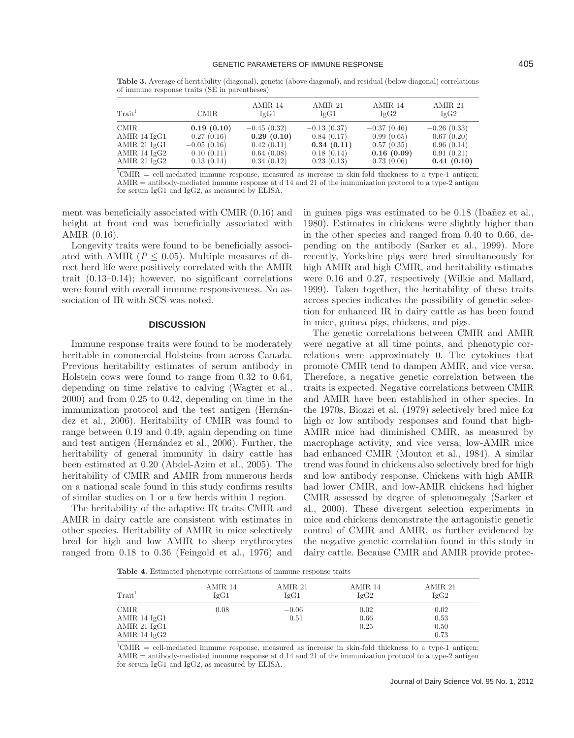**Table 3.** Average of heritability (diagonal), genetic (above diagonal), and residual (below diagonal) correlations of immune response traits (SE in parentheses)

| Trait[1] | CMIR | AMIR 14 IgG1 | AMIR 21 IgG1 | AMIR 14 IgG2 | AMIR 21 IgG2 |
|---|---|---|---|---|---|
| CMIR | **0.19 (0.10)** | −0.45 (0.32) | −0.13 (0.37) | −0.37 (0.46) | −0.26 (0.33) |
| AMIR 14 IgG1 | 0.27 (0.16) | **0.29 (0.10)** | 0.84 (0.17) | 0.99 (0.65) | 0.67 (0.20) |
| AMIR 21 IgG1 | −0.05 (0.16) | 0.42 (0.11) | **0.34 (0.11)** | 0.57 (0.35) | 0.96 (0.14) |
| AMIR 14 IgG2 | 0.10 (0.11) | 0.64 (0.08) | 0.18 (0.14) | **0.16 (0.09)** | 0.91 (0.21) |
| AMIR 21 IgG2 | 0.13 (0.14) | 0.34 (0.12) | 0.23 (0.13) | 0.73 (0.06) | **0.41 (0.10)** |

[1]CMIR = cell-mediated immune response, measured as increase in skin-fold thickness to a type-1 antigen; AMIR = antibody-mediated immune response at d 14 and 21 of the immunization protocol to a type-2 antigen for serum IgG1 and IgG2, as measured by ELISA.

ment was beneficially associated with CMIR (0.16) and height at front end was beneficially associated with AMIR (0.16).

Longevity traits were found to be beneficially associated with AMIR ($P \leq 0.05$). Multiple measures of direct herd life were positively correlated with the AMIR trait (0.13–0.14); however, no significant correlations were found with overall immune responsiveness. No association of IR with SCS was noted.

## DISCUSSION

Immune response traits were found to be moderately heritable in commercial Holsteins from across Canada. Previous heritability estimates of serum antibody in Holstein cows were found to range from 0.32 to 0.64, depending on time relative to calving (Wagter et al., 2000) and from 0.25 to 0.42, depending on time in the immunization protocol and the test antigen (Hernández et al., 2006). Heritability of CMIR was found to range between 0.19 and 0.49, again depending on time and test antigen (Hernández et al., 2006). Further, the heritability of general immunity in dairy cattle has been estimated at 0.20 (Abdel-Azim et al., 2005). The heritability of CMIR and AMIR from numerous herds on a national scale found in this study confirms results of similar studies on 1 or a few herds within 1 region.

The heritability of the adaptive IR traits CMIR and AMIR in dairy cattle are consistent with estimates in other species. Heritability of AMIR in mice selectively bred for high and low AMIR to sheep erythrocytes ranged from 0.18 to 0.36 (Feingold et al., 1976) and in guinea pigs was estimated to be 0.18 (Ibañez et al., 1980). Estimates in chickens were slightly higher than in the other species and ranged from 0.40 to 0.66, depending on the antibody (Sarker et al., 1999). More recently, Yorkshire pigs were bred simultaneously for high AMIR and high CMIR, and heritability estimates were 0.16 and 0.27, respectively (Wilkie and Mallard, 1999). Taken together, the heritability of these traits across species indicates the possibility of genetic selection for enhanced IR in dairy cattle as has been found in mice, guinea pigs, chickens, and pigs.

The genetic correlations between CMIR and AMIR were negative at all time points, and phenotypic correlations were approximately 0. The cytokines that promote CMIR tend to dampen AMIR, and vice versa. Therefore, a negative genetic correlation between the traits is expected. Negative correlations between CMIR and AMIR have been established in other species. In the 1970s, Biozzi et al. (1979) selectively bred mice for high or low antibody responses and found that high-AMIR mice had diminished CMIR, as measured by macrophage activity, and vice versa; low-AMIR mice had enhanced CMIR (Mouton et al., 1984). A similar trend was found in chickens also selectively bred for high and low antibody response. Chickens with high AMIR had lower CMIR, and low-AMIR chickens had higher CMIR assessed by degree of splenomegaly (Sarker et al., 2000). These divergent selection experiments in mice and chickens demonstrate the antagonistic genetic control of CMIR and AMIR, as further evidenced by the negative genetic correlation found in this study in dairy cattle. Because CMIR and AMIR provide protec-

**Table 4.** Estimated phenotypic correlations of immune response traits

| Trait[1] | AMIR 14 IgG1 | AMIR 21 IgG1 | AMIR 14 IgG2 | AMIR 21 IgG2 |
|---|---|---|---|---|
| CMIR | 0.08 | −0.06 | 0.02 | 0.02 |
| AMIR 14 IgG1 | | 0.51 | 0.66 | 0.53 |
| AMIR 21 IgG1 | | | 0.25 | 0.50 |
| AMIR 14 IgG2 | | | | 0.73 |

[1]CMIR = cell-mediated immune response, measured as increase in skin-fold thickness to a type-1 antigen; AMIR = antibody-mediated immune response at d 14 and 21 of the immunization protocol to a type-2 antigen for serum IgG1 and IgG2, as measured by ELISA.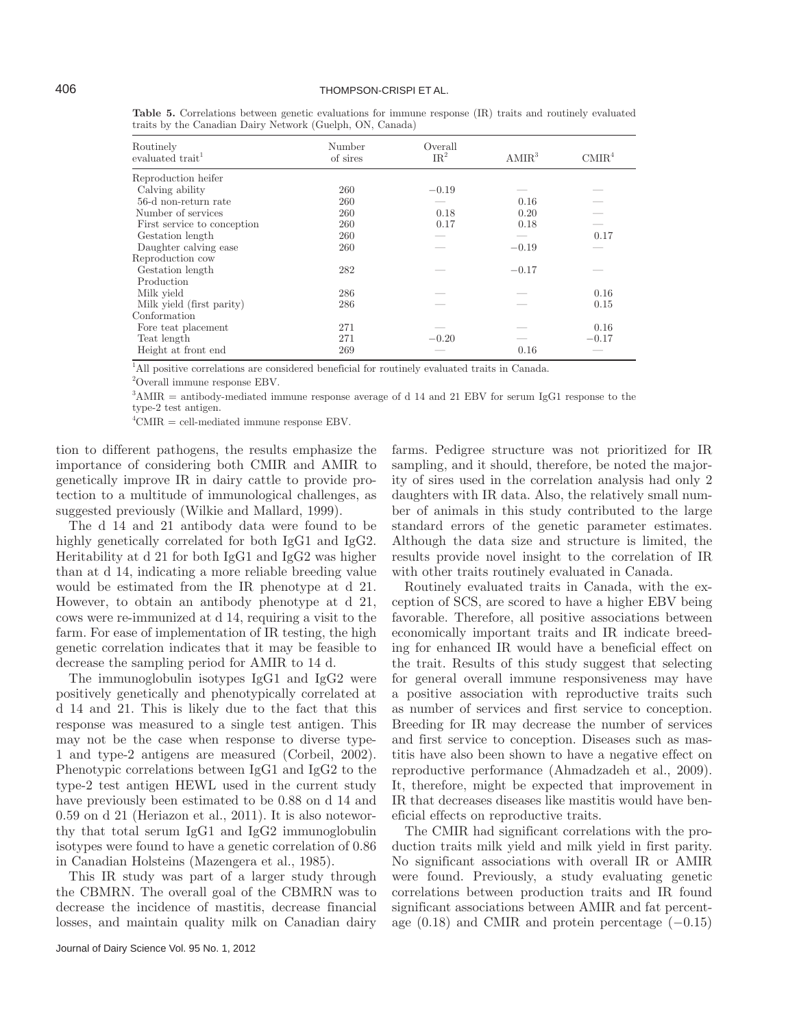**Table 5.** Correlations between genetic evaluations for immune response (IR) traits and routinely evaluated traits by the Canadian Dairy Network (Guelph, ON, Canada)

| Routinely evaluated trait[1] | Number of sires | Overall IR[2] | AMIR[3] | CMIR[4] |
|---|---|---|---|---|
| Reproduction heifer | | | | |
| Calving ability | 260 | −0.19 | — | — |
| 56-d non-return rate | 260 | — | 0.16 | — |
| Number of services | 260 | 0.18 | 0.20 | — |
| First service to conception | 260 | 0.17 | 0.18 | — |
| Gestation length | 260 | — | — | 0.17 |
| Daughter calving ease | 260 | — | −0.19 | — |
| Reproduction cow | | | | |
| Gestation length | 282 | — | −0.17 | — |
| Production | | | | |
| Milk yield | 286 | — | — | 0.16 |
| Milk yield (first parity) | 286 | — | — | 0.15 |
| Conformation | | | | |
| Fore teat placement | 271 | — | — | 0.16 |
| Teat length | 271 | −0.20 | — | −0.17 |
| Height at front end | 269 | — | 0.16 | — |

[1]All positive correlations are considered beneficial for routinely evaluated traits in Canada.

[2]Overall immune response EBV.

[3]AMIR = antibody-mediated immune response average of d 14 and 21 EBV for serum IgG1 response to the type-2 test antigen.

[4]CMIR = cell-mediated immune response EBV.

tion to different pathogens, the results emphasize the importance of considering both CMIR and AMIR to genetically improve IR in dairy cattle to provide protection to a multitude of immunological challenges, as suggested previously (Wilkie and Mallard, 1999).

The d 14 and 21 antibody data were found to be highly genetically correlated for both IgG1 and IgG2. Heritability at d 21 for both IgG1 and IgG2 was higher than at d 14, indicating a more reliable breeding value would be estimated from the IR phenotype at d 21. However, to obtain an antibody phenotype at d 21, cows were re-immunized at d 14, requiring a visit to the farm. For ease of implementation of IR testing, the high genetic correlation indicates that it may be feasible to decrease the sampling period for AMIR to 14 d.

The immunoglobulin isotypes IgG1 and IgG2 were positively genetically and phenotypically correlated at d 14 and 21. This is likely due to the fact that this response was measured to a single test antigen. This may not be the case when response to diverse type-1 and type-2 antigens are measured (Corbeil, 2002). Phenotypic correlations between IgG1 and IgG2 to the type-2 test antigen HEWL used in the current study have previously been estimated to be 0.88 on d 14 and 0.59 on d 21 (Heriazon et al., 2011). It is also noteworthy that total serum IgG1 and IgG2 immunoglobulin isotypes were found to have a genetic correlation of 0.86 in Canadian Holsteins (Mazengera et al., 1985).

This IR study was part of a larger study through the CBMRN. The overall goal of the CBMRN was to decrease the incidence of mastitis, decrease financial losses, and maintain quality milk on Canadian dairy farms. Pedigree structure was not prioritized for IR sampling, and it should, therefore, be noted the majority of sires used in the correlation analysis had only 2 daughters with IR data. Also, the relatively small number of animals in this study contributed to the large standard errors of the genetic parameter estimates. Although the data size and structure is limited, the results provide novel insight to the correlation of IR with other traits routinely evaluated in Canada.

Routinely evaluated traits in Canada, with the exception of SCS, are scored to have a higher EBV being favorable. Therefore, all positive associations between economically important traits and IR indicate breeding for enhanced IR would have a beneficial effect on the trait. Results of this study suggest that selecting for general overall immune responsiveness may have a positive association with reproductive traits such as number of services and first service to conception. Breeding for IR may decrease the number of services and first service to conception. Diseases such as mastitis have also been shown to have a negative effect on reproductive performance (Ahmadzadeh et al., 2009). It, therefore, might be expected that improvement in IR that decreases diseases like mastitis would have beneficial effects on reproductive traits.

The CMIR had significant correlations with the production traits milk yield and milk yield in first parity. No significant associations with overall IR or AMIR were found. Previously, a study evaluating genetic correlations between production traits and IR found significant associations between AMIR and fat percentage (0.18) and CMIR and protein percentage (−0.15)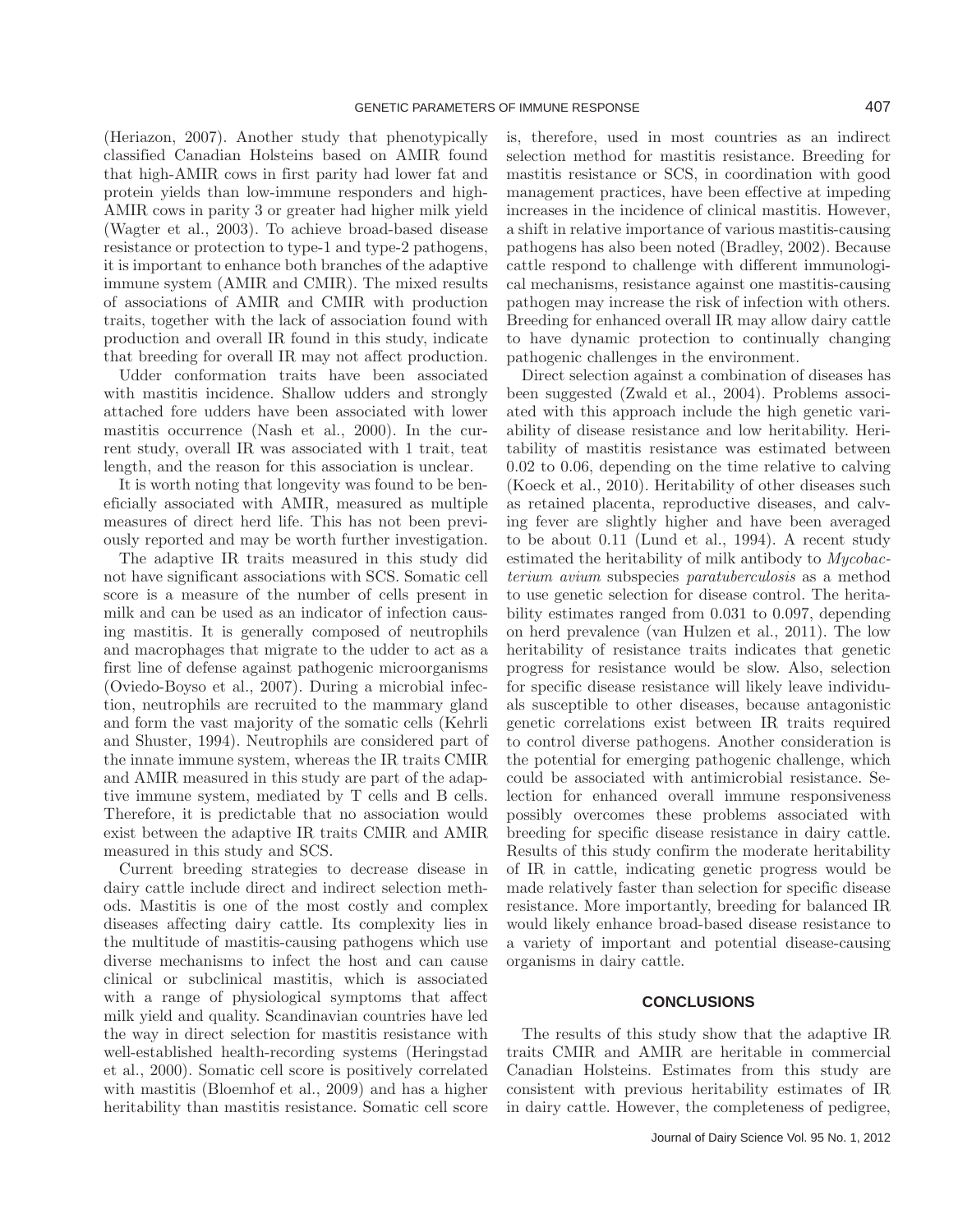(Heriazon, 2007). Another study that phenotypically classified Canadian Holsteins based on AMIR found that high-AMIR cows in first parity had lower fat and protein yields than low-immune responders and high-AMIR cows in parity 3 or greater had higher milk yield (Wagter et al., 2003). To achieve broad-based disease resistance or protection to type-1 and type-2 pathogens, it is important to enhance both branches of the adaptive immune system (AMIR and CMIR). The mixed results of associations of AMIR and CMIR with production traits, together with the lack of association found with production and overall IR found in this study, indicate that breeding for overall IR may not affect production.

Udder conformation traits have been associated with mastitis incidence. Shallow udders and strongly attached fore udders have been associated with lower mastitis occurrence (Nash et al., 2000). In the current study, overall IR was associated with 1 trait, teat length, and the reason for this association is unclear.

It is worth noting that longevity was found to be beneficially associated with AMIR, measured as multiple measures of direct herd life. This has not been previously reported and may be worth further investigation.

The adaptive IR traits measured in this study did not have significant associations with SCS. Somatic cell score is a measure of the number of cells present in milk and can be used as an indicator of infection causing mastitis. It is generally composed of neutrophils and macrophages that migrate to the udder to act as a first line of defense against pathogenic microorganisms (Oviedo-Boyso et al., 2007). During a microbial infection, neutrophils are recruited to the mammary gland and form the vast majority of the somatic cells (Kehrli and Shuster, 1994). Neutrophils are considered part of the innate immune system, whereas the IR traits CMIR and AMIR measured in this study are part of the adaptive immune system, mediated by T cells and B cells. Therefore, it is predictable that no association would exist between the adaptive IR traits CMIR and AMIR measured in this study and SCS.

Current breeding strategies to decrease disease in dairy cattle include direct and indirect selection methods. Mastitis is one of the most costly and complex diseases affecting dairy cattle. Its complexity lies in the multitude of mastitis-causing pathogens which use diverse mechanisms to infect the host and can cause clinical or subclinical mastitis, which is associated with a range of physiological symptoms that affect milk yield and quality. Scandinavian countries have led the way in direct selection for mastitis resistance with well-established health-recording systems (Heringstad et al., 2000). Somatic cell score is positively correlated with mastitis (Bloemhof et al., 2009) and has a higher heritability than mastitis resistance. Somatic cell score is, therefore, used in most countries as an indirect selection method for mastitis resistance. Breeding for mastitis resistance or SCS, in coordination with good management practices, have been effective at impeding increases in the incidence of clinical mastitis. However, a shift in relative importance of various mastitis-causing pathogens has also been noted (Bradley, 2002). Because cattle respond to challenge with different immunological mechanisms, resistance against one mastitis-causing pathogen may increase the risk of infection with others. Breeding for enhanced overall IR may allow dairy cattle to have dynamic protection to continually changing pathogenic challenges in the environment.

Direct selection against a combination of diseases has been suggested (Zwald et al., 2004). Problems associated with this approach include the high genetic variability of disease resistance and low heritability. Heritability of mastitis resistance was estimated between 0.02 to 0.06, depending on the time relative to calving (Koeck et al., 2010). Heritability of other diseases such as retained placenta, reproductive diseases, and calving fever are slightly higher and have been averaged to be about 0.11 (Lund et al., 1994). A recent study estimated the heritability of milk antibody to *Mycobacterium avium* subspecies *paratuberculosis* as a method to use genetic selection for disease control. The heritability estimates ranged from 0.031 to 0.097, depending on herd prevalence (van Hulzen et al., 2011). The low heritability of resistance traits indicates that genetic progress for resistance would be slow. Also, selection for specific disease resistance will likely leave individuals susceptible to other diseases, because antagonistic genetic correlations exist between IR traits required to control diverse pathogens. Another consideration is the potential for emerging pathogenic challenge, which could be associated with antimicrobial resistance. Selection for enhanced overall immune responsiveness possibly overcomes these problems associated with breeding for specific disease resistance in dairy cattle. Results of this study confirm the moderate heritability of IR in cattle, indicating genetic progress would be made relatively faster than selection for specific disease resistance. More importantly, breeding for balanced IR would likely enhance broad-based disease resistance to a variety of important and potential disease-causing organisms in dairy cattle.

## CONCLUSIONS

The results of this study show that the adaptive IR traits CMIR and AMIR are heritable in commercial Canadian Holsteins. Estimates from this study are consistent with previous heritability estimates of IR in dairy cattle. However, the completeness of pedigree,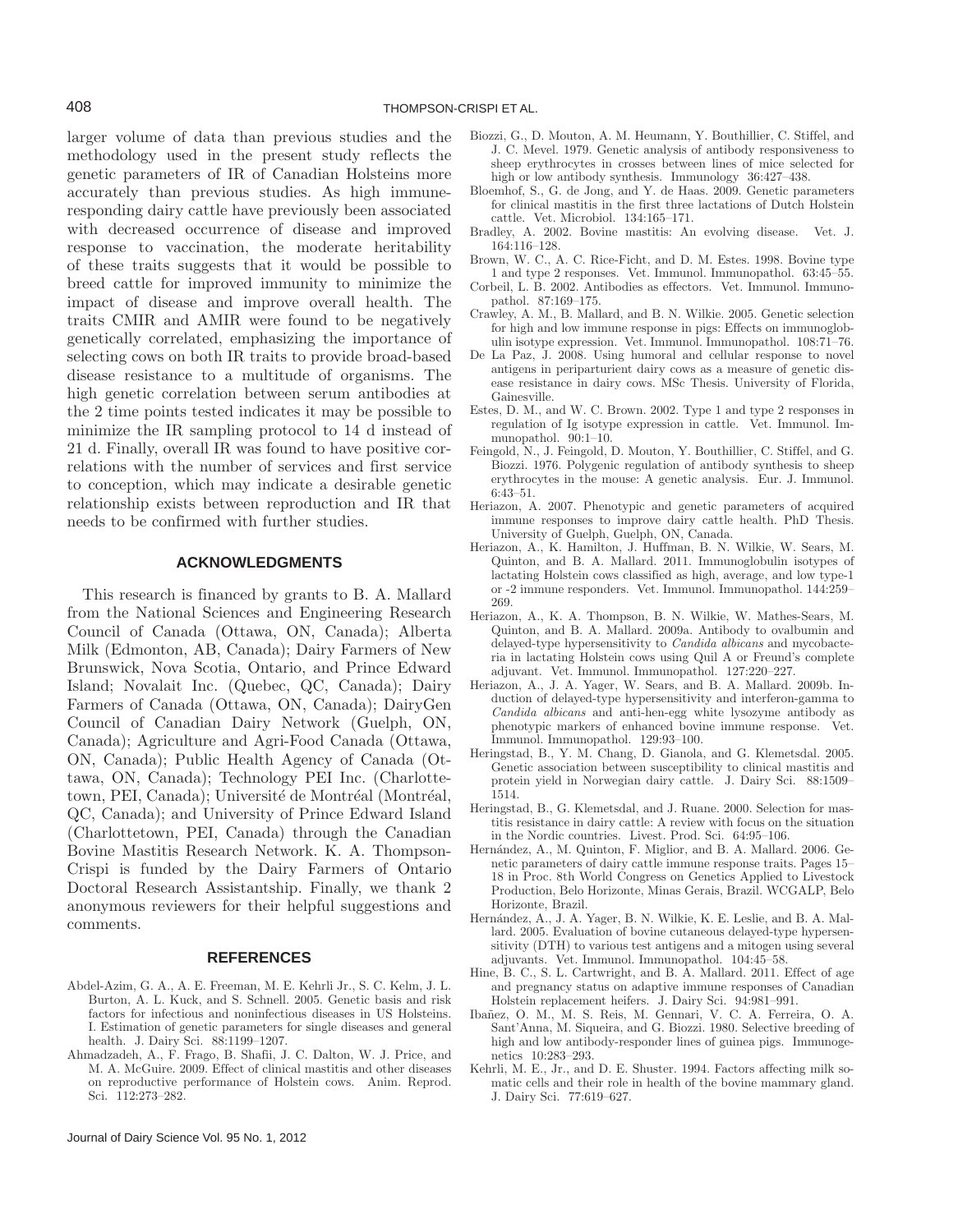larger volume of data than previous studies and the methodology used in the present study reflects the genetic parameters of IR of Canadian Holsteins more accurately than previous studies. As high immune-responding dairy cattle have previously been associated with decreased occurrence of disease and improved response to vaccination, the moderate heritability of these traits suggests that it would be possible to breed cattle for improved immunity to minimize the impact of disease and improve overall health. The traits CMIR and AMIR were found to be negatively genetically correlated, emphasizing the importance of selecting cows on both IR traits to provide broad-based disease resistance to a multitude of organisms. The high genetic correlation between serum antibodies at the 2 time points tested indicates it may be possible to minimize the IR sampling protocol to 14 d instead of 21 d. Finally, overall IR was found to have positive correlations with the number of services and first service to conception, which may indicate a desirable genetic relationship exists between reproduction and IR that needs to be confirmed with further studies.

## ACKNOWLEDGMENTS

This research is financed by grants to B. A. Mallard from the National Sciences and Engineering Research Council of Canada (Ottawa, ON, Canada); Alberta Milk (Edmonton, AB, Canada); Dairy Farmers of New Brunswick, Nova Scotia, Ontario, and Prince Edward Island; Novalait Inc. (Quebec, QC, Canada); Dairy Farmers of Canada (Ottawa, ON, Canada); DairyGen Council of Canadian Dairy Network (Guelph, ON, Canada); Agriculture and Agri-Food Canada (Ottawa, ON, Canada); Public Health Agency of Canada (Ottawa, ON, Canada); Technology PEI Inc. (Charlottetown, PEI, Canada); Université de Montréal (Montréal, QC, Canada); and University of Prince Edward Island (Charlottetown, PEI, Canada) through the Canadian Bovine Mastitis Research Network. K. A. Thompson-Crispi is funded by the Dairy Farmers of Ontario Doctoral Research Assistantship. Finally, we thank 2 anonymous reviewers for their helpful suggestions and comments.

## REFERENCES

Abdel-Azim, G. A., A. E. Freeman, M. E. Kehrli Jr., S. C. Kelm, J. L. Burton, A. L. Kuck, and S. Schnell. 2005. Genetic basis and risk factors for infectious and noninfectious diseases in US Holsteins. I. Estimation of genetic parameters for single diseases and general health. J. Dairy Sci. 88:1199–1207.

Ahmadzadeh, A., F. Frago, B. Shafii, J. C. Dalton, W. J. Price, and M. A. McGuire. 2009. Effect of clinical mastitis and other diseases on reproductive performance of Holstein cows. Anim. Reprod. Sci. 112:273–282.

Biozzi, G., D. Mouton, A. M. Heumann, Y. Bouthillier, C. Stiffel, and J. C. Mevel. 1979. Genetic analysis of antibody responsiveness to sheep erythrocytes in crosses between lines of mice selected for high or low antibody synthesis. Immunology 36:427–438.

Bloemhof, S., G. de Jong, and Y. de Haas. 2009. Genetic parameters for clinical mastitis in the first three lactations of Dutch Holstein cattle. Vet. Microbiol. 134:165–171.

Bradley, A. 2002. Bovine mastitis: An evolving disease. Vet. J. 164:116–128.

Brown, W. C., A. C. Rice-Ficht, and D. M. Estes. 1998. Bovine type 1 and type 2 responses. Vet. Immunol. Immunopathol. 63:45–55.

Corbeil, L. B. 2002. Antibodies as effectors. Vet. Immunol. Immunopathol. 87:169–175.

Crawley, A. M., B. Mallard, and B. N. Wilkie. 2005. Genetic selection for high and low immune response in pigs: Effects on immunoglobulin isotype expression. Vet. Immunol. Immunopathol. 108:71–76.

De La Paz, J. 2008. Using humoral and cellular response to novel antigens in periparturient dairy cows as a measure of genetic disease resistance in dairy cows. MSc Thesis. University of Florida, Gainesville.

Estes, D. M., and W. C. Brown. 2002. Type 1 and type 2 responses in regulation of Ig isotype expression in cattle. Vet. Immunol. Immunopathol. 90:1–10.

Feingold, N., J. Feingold, D. Mouton, Y. Bouthillier, C. Stiffel, and G. Biozzi. 1976. Polygenic regulation of antibody synthesis to sheep erythrocytes in the mouse: A genetic analysis. Eur. J. Immunol. 6:43–51.

Heriazon, A. 2007. Phenotypic and genetic parameters of acquired immune responses to improve dairy cattle health. PhD Thesis. University of Guelph, Guelph, ON, Canada.

Heriazon, A., K. Hamilton, J. Huffman, B. N. Wilkie, W. Sears, M. Quinton, and B. A. Mallard. 2011. Immunoglobulin isotypes of lactating Holstein cows classified as high, average, and low type-1 or -2 immune responders. Vet. Immunol. Immunopathol. 144:259–269.

Heriazon, A., K. A. Thompson, B. N. Wilkie, W. Mathes-Sears, M. Quinton, and B. A. Mallard. 2009a. Antibody to ovalbumin and delayed-type hypersensitivity to *Candida albicans* and mycobacteria in lactating Holstein cows using Quil A or Freund's complete adjuvant. Vet. Immunol. Immunopathol. 127:220–227.

Heriazon, A., J. A. Yager, W. Sears, and B. A. Mallard. 2009b. Induction of delayed-type hypersensitivity and interferon-gamma to *Candida albicans* and anti-hen-egg white lysozyme antibody as phenotypic markers of enhanced bovine immune response. Vet. Immunol. Immunopathol. 129:93–100.

Heringstad, B., Y. M. Chang, D. Gianola, and G. Klemetsdal. 2005. Genetic association between susceptibility to clinical mastitis and protein yield in Norwegian dairy cattle. J. Dairy Sci. 88:1509–1514.

Heringstad, B., G. Klemetsdal, and J. Ruane. 2000. Selection for mastitis resistance in dairy cattle: A review with focus on the situation in the Nordic countries. Livest. Prod. Sci. 64:95–106.

Hernández, A., M. Quinton, F. Miglior, and B. A. Mallard. 2006. Genetic parameters of dairy cattle immune response traits. Pages 15–18 in Proc. 8th World Congress on Genetics Applied to Livestock Production, Belo Horizonte, Minas Gerais, Brazil. WCGALP, Belo Horizonte, Brazil.

Hernández, A., J. A. Yager, B. N. Wilkie, K. E. Leslie, and B. A. Mallard. 2005. Evaluation of bovine cutaneous delayed-type hypersensitivity (DTH) to various test antigens and a mitogen using several adjuvants. Vet. Immunol. Immunopathol. 104:45–58.

Hine, B. C., S. L. Cartwright, and B. A. Mallard. 2011. Effect of age and pregnancy status on adaptive immune responses of Canadian Holstein replacement heifers. J. Dairy Sci. 94:981–991.

Ibañez, O. M., M. S. Reis, M. Gennari, V. C. A. Ferreira, O. A. Sant'Anna, M. Siqueira, and G. Biozzi. 1980. Selective breeding of high and low antibody-responder lines of guinea pigs. Immunogenetics 10:283–293.

Kehrli, M. E., Jr., and D. E. Shuster. 1994. Factors affecting milk somatic cells and their role in health of the bovine mammary gland. J. Dairy Sci. 77:619–627.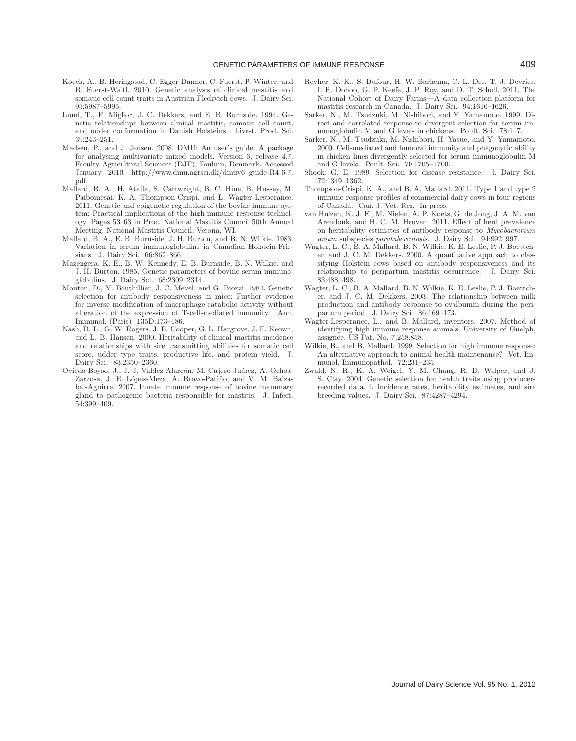Koeck, A., B. Heringstad, C. Egger-Danner, C. Fuerst, P. Winter, and B. Fuerst-Waltl. 2010. Genetic analysis of clinical mastitis and somatic cell count traits in Austrian Fleckvieh cows. J. Dairy Sci. 93:5987–5995.

Lund, T., F. Miglior, J. C. Dekkers, and E. B. Burnside. 1994. Genetic relationships between clinical mastitis, somatic cell count, and udder conformation in Danish Holsteins. Livest. Prod. Sci. 39:243–251.

Madsen, P., and J. Jensen. 2008. DMU: An user's guide. A package for analysing multivariate mixed models. Version 6, release 4.7. Faculty Agricultural Sciences (DJF), Foulum, Denmark. Accessed January 2010. http://www.dmu.agrsci.dk/dmuv6_guide-R4-6-7.pdf.

Mallard, B. A., H. Atalla, S. Cartwright, B. C. Hine, B. Hussey, M. Paibomesai, K. A. Thompson-Crispi, and L. Wagter-Lesperance. 2011. Genetic and epigenetic regulation of the bovine immune system: Practical implications of the high immune response technology. Pages 53–63 in Proc. National Mastitis Council 50th Annual Meeting. National Mastitis Council, Verona, WI.

Mallard, B. A., E. B. Burnside, J. H. Burton, and B. N. Wilkie. 1983. Variation in serum immunoglobulins in Canadian Holstein-Friesians. J. Dairy Sci. 66:862–866.

Mazengera, K. E., B. W. Kennedy, E. B. Burnside, B. N. Wilkie, and J. H. Burton. 1985. Genetic parameters of bovine serum immunoglobulins. J. Dairy Sci. 68:2309–2314.

Mouton, D., Y. Bouthillier, J. C. Mevel, and G. Biozzi. 1984. Genetic selection for antibody responsiveness in mice: Further evidence for inverse modification of macrophage catabolic activity without alteration of the expression of T-cell-mediated immunity. Ann. Immunol. (Paris) 135D:173–186.

Nash, D. L., G. W. Rogers, J. B. Cooper, G. L. Hargrove, J. F. Keown, and L. B. Hansen. 2000. Heritability of clinical mastitis incidence and relationships with sire transmitting abilities for somatic cell score, udder type traits, productive life, and protein yield. J. Dairy Sci. 83:2350–2360.

Oviedo-Boyso, J., J. J. Valdez-Alarcón, M. Cajero-Juárez, A. Ochoa-Zarzosa, J. E. López-Meza, A. Bravo-Patiño, and V. M. Baizabal-Aguirre. 2007. Innate immune response of bovine mammary gland to pathogenic bacteria responsible for mastitis. J. Infect. 54:399–409.

Reyher, K. K., S. Dufour, H. W. Barkema, C. L. Des, T. J. Devries, I. R. Dohoo, G. P. Keefe, J. P. Roy, and D. T. Scholl. 2011. The National Cohort of Dairy Farms—A data collection platform for mastitis research in Canada. J. Dairy Sci. 94:1616–1626.

Sarker, N., M. Tsudzuki, M. Nishibori, and Y. Yamamoto. 1999. Direct and correlated response to divergent selection for serum immunoglobulin M and G levels in chickens. Poult. Sci. 78:1–7.

Sarker, N., M. Tsudzuki, M. Nishibori, H. Yasue, and Y. Yamamoto. 2000. Cell-mediated and humoral immunity and phagocytic ability in chicken lines divergently selected for serum immunoglobulin M and G levels. Poult. Sci. 79:1705–1709.

Shook, G. E. 1989. Selection for disease resistance. J. Dairy Sci. 72:1349–1362.

Thompson-Crispi, K. A., and B. A. Mallard. 2011. Type 1 and type 2 immune response profiles of commercial dairy cows in four regions of Canada. Can. J. Vet. Res. In press.

van Hulzen, K. J. E., M. Nielen, A. P. Koets, G. de Jong, J. A. M. van Arendonk, and H. C. M. Heuven. 2011. Effect of herd prevalence on heritability estimates of antibody response to *Mycobacterium avium* subspecies *paratuberculosis*. J. Dairy Sci. 94:992–997.

Wagter, L. C., B. A. Mallard, B. N. Wilkie, K. E. Leslie, P. J. Boettcher, and J. C. M. Dekkers. 2000. A quantitative approach to classifying Holstein cows based on antibody responsiveness and its relationship to peripartum mastitis occurrence. J. Dairy Sci. 83:488–498.

Wagter, L. C., B. A. Mallard, B. N. Wilkie, K. E. Leslie, P. J. Boettcher, and J. C. M. Dekkers. 2003. The relationship between milk production and antibody response to ovalbumin during the peripartum period. J. Dairy Sci. 86:169–173.

Wagter-Lesperance, L., and B. Mallard, inventors. 2007. Method of identifying high immune response animals. University of Guelph, assignee. US Pat. No. 7,258,858.

Wilkie, B., and B. Mallard. 1999. Selection for high immune response: An alternative approach to animal health maintenance? Vet. Immunol. Immunopathol. 72:231–235.

Zwald, N. R., K. A. Weigel, Y. M. Chang, R. D. Welper, and J. S. Clay. 2004. Genetic selection for health traits using producer-recorded data. I. Incidence rates, heritability estimates, and sire breeding values. J. Dairy Sci. 87:4287–4294.